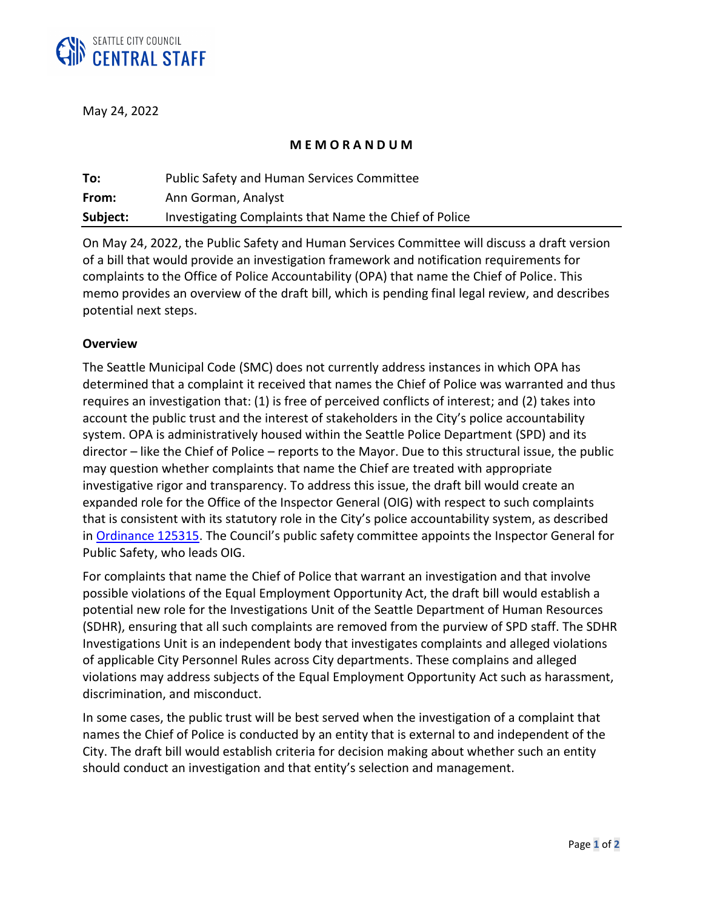SEATTLE CITY COUNCIL
**CENTRAL STAFF**

May 24, 2022

**MEMORANDUM**

| | |
|---|---|
| **To:** | Public Safety and Human Services Committee |
| **From:** | Ann Gorman, Analyst |
| **Subject:** | Investigating Complaints that Name the Chief of Police |

On May 24, 2022, the Public Safety and Human Services Committee will discuss a draft version of a bill that would provide an investigation framework and notification requirements for complaints to the Office of Police Accountability (OPA) that name the Chief of Police. This memo provides an overview of the draft bill, which is pending final legal review, and describes potential next steps.

**Overview**

The Seattle Municipal Code (SMC) does not currently address instances in which OPA has determined that a complaint it received that names the Chief of Police was warranted and thus requires an investigation that: (1) is free of perceived conflicts of interest; and (2) takes into account the public trust and the interest of stakeholders in the City's police accountability system. OPA is administratively housed within the Seattle Police Department (SPD) and its director – like the Chief of Police – reports to the Mayor. Due to this structural issue, the public may question whether complaints that name the Chief are treated with appropriate investigative rigor and transparency. To address this issue, the draft bill would create an expanded role for the Office of the Inspector General (OIG) with respect to such complaints that is consistent with its statutory role in the City's police accountability system, as described in [Ordinance 125315](). The Council's public safety committee appoints the Inspector General for Public Safety, who leads OIG.

For complaints that name the Chief of Police that warrant an investigation and that involve possible violations of the Equal Employment Opportunity Act, the draft bill would establish a potential new role for the Investigations Unit of the Seattle Department of Human Resources (SDHR), ensuring that all such complaints are removed from the purview of SPD staff. The SDHR Investigations Unit is an independent body that investigates complaints and alleged violations of applicable City Personnel Rules across City departments. These complains and alleged violations may address subjects of the Equal Employment Opportunity Act such as harassment, discrimination, and misconduct.

In some cases, the public trust will be best served when the investigation of a complaint that names the Chief of Police is conducted by an entity that is external to and independent of the City. The draft bill would establish criteria for decision making about whether such an entity should conduct an investigation and that entity's selection and management.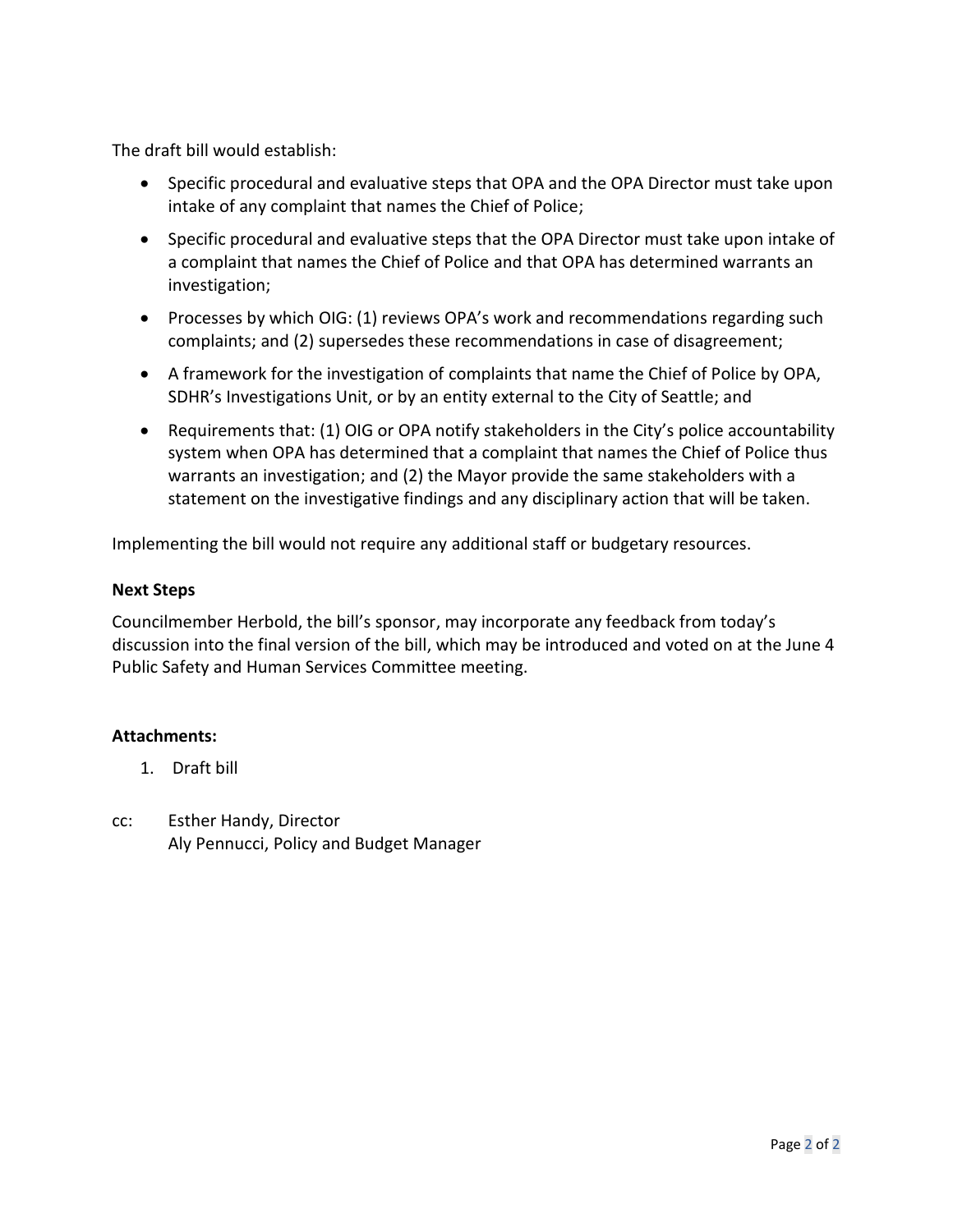The draft bill would establish:

- Specific procedural and evaluative steps that OPA and the OPA Director must take upon intake of any complaint that names the Chief of Police;
- Specific procedural and evaluative steps that the OPA Director must take upon intake of a complaint that names the Chief of Police and that OPA has determined warrants an investigation;
- Processes by which OIG: (1) reviews OPA's work and recommendations regarding such complaints; and (2) supersedes these recommendations in case of disagreement;
- A framework for the investigation of complaints that name the Chief of Police by OPA, SDHR's Investigations Unit, or by an entity external to the City of Seattle; and
- Requirements that: (1) OIG or OPA notify stakeholders in the City's police accountability system when OPA has determined that a complaint that names the Chief of Police thus warrants an investigation; and (2) the Mayor provide the same stakeholders with a statement on the investigative findings and any disciplinary action that will be taken.

Implementing the bill would not require any additional staff or budgetary resources.

**Next Steps**

Councilmember Herbold, the bill's sponsor, may incorporate any feedback from today's discussion into the final version of the bill, which may be introduced and voted on at the June 4 Public Safety and Human Services Committee meeting.

**Attachments:**

1. Draft bill

cc: Esther Handy, Director
Aly Pennucci, Policy and Budget Manager